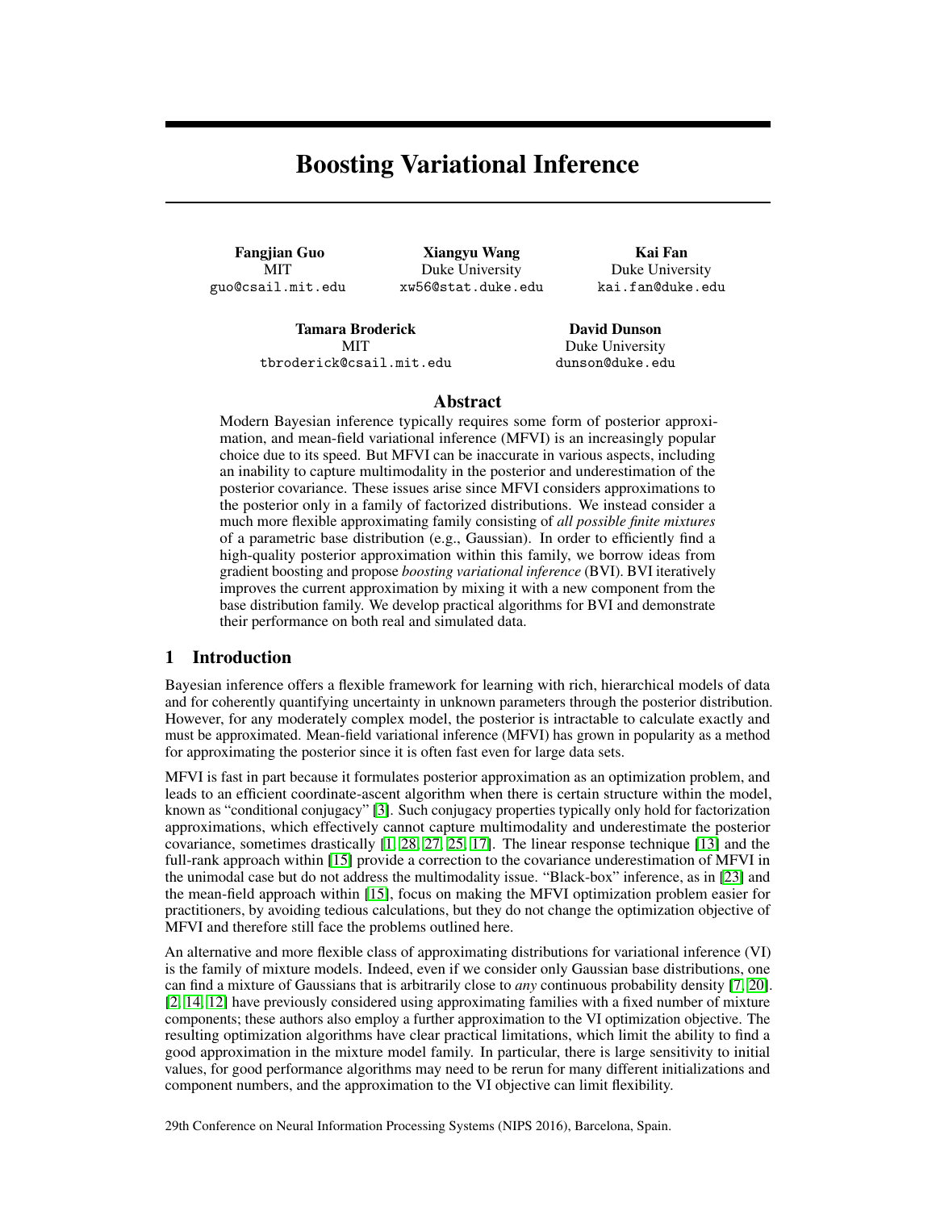# Boosting Variational Inference

**Fangjian Guo**
MIT
guo@csail.mit.edu

**Xiangyu Wang**
Duke University
xw56@stat.duke.edu

**Kai Fan**
Duke University
kai.fan@duke.edu

**Tamara Broderick**
MIT
tbroderick@csail.mit.edu

**David Dunson**
Duke University
dunson@duke.edu

## Abstract

Modern Bayesian inference typically requires some form of posterior approximation, and mean-field variational inference (MFVI) is an increasingly popular choice due to its speed. But MFVI can be inaccurate in various aspects, including an inability to capture multimodality in the posterior and underestimation of the posterior covariance. These issues arise since MFVI considers approximations to the posterior only in a family of factorized distributions. We instead consider a much more flexible approximating family consisting of *all possible finite mixtures* of a parametric base distribution (e.g., Gaussian). In order to efficiently find a high-quality posterior approximation within this family, we borrow ideas from gradient boosting and propose *boosting variational inference* (BVI). BVI iteratively improves the current approximation by mixing it with a new component from the base distribution family. We develop practical algorithms for BVI and demonstrate their performance on both real and simulated data.

## 1 Introduction

Bayesian inference offers a flexible framework for learning with rich, hierarchical models of data and for coherently quantifying uncertainty in unknown parameters through the posterior distribution. However, for any moderately complex model, the posterior is intractable to calculate exactly and must be approximated. Mean-field variational inference (MFVI) has grown in popularity as a method for approximating the posterior since it is often fast even for large data sets.

MFVI is fast in part because it formulates posterior approximation as an optimization problem, and leads to an efficient coordinate-ascent algorithm when there is certain structure within the model, known as "conditional conjugacy" [3]. Such conjugacy properties typically only hold for factorization approximations, which effectively cannot capture multimodality and underestimate the posterior covariance, sometimes drastically [1, 28, 27, 25, 17]. The linear response technique [13] and the full-rank approach within [15] provide a correction to the covariance underestimation of MFVI in the unimodal case but do not address the multimodality issue. "Black-box" inference, as in [23] and the mean-field approach within [15], focus on making the MFVI optimization problem easier for practitioners, by avoiding tedious calculations, but they do not change the optimization objective of MFVI and therefore still face the problems outlined here.

An alternative and more flexible class of approximating distributions for variational inference (VI) is the family of mixture models. Indeed, even if we consider only Gaussian base distributions, one can find a mixture of Gaussians that is arbitrarily close to *any* continuous probability density [7, 20]. [2, 14, 12] have previously considered using approximating families with a fixed number of mixture components; these authors also employ a further approximation to the VI optimization objective. The resulting optimization algorithms have clear practical limitations, which limit the ability to find a good approximation in the mixture model family. In particular, there is large sensitivity to initial values, for good performance algorithms may need to be rerun for many different initializations and component numbers, and the approximation to the VI objective can limit flexibility.

29th Conference on Neural Information Processing Systems (NIPS 2016), Barcelona, Spain.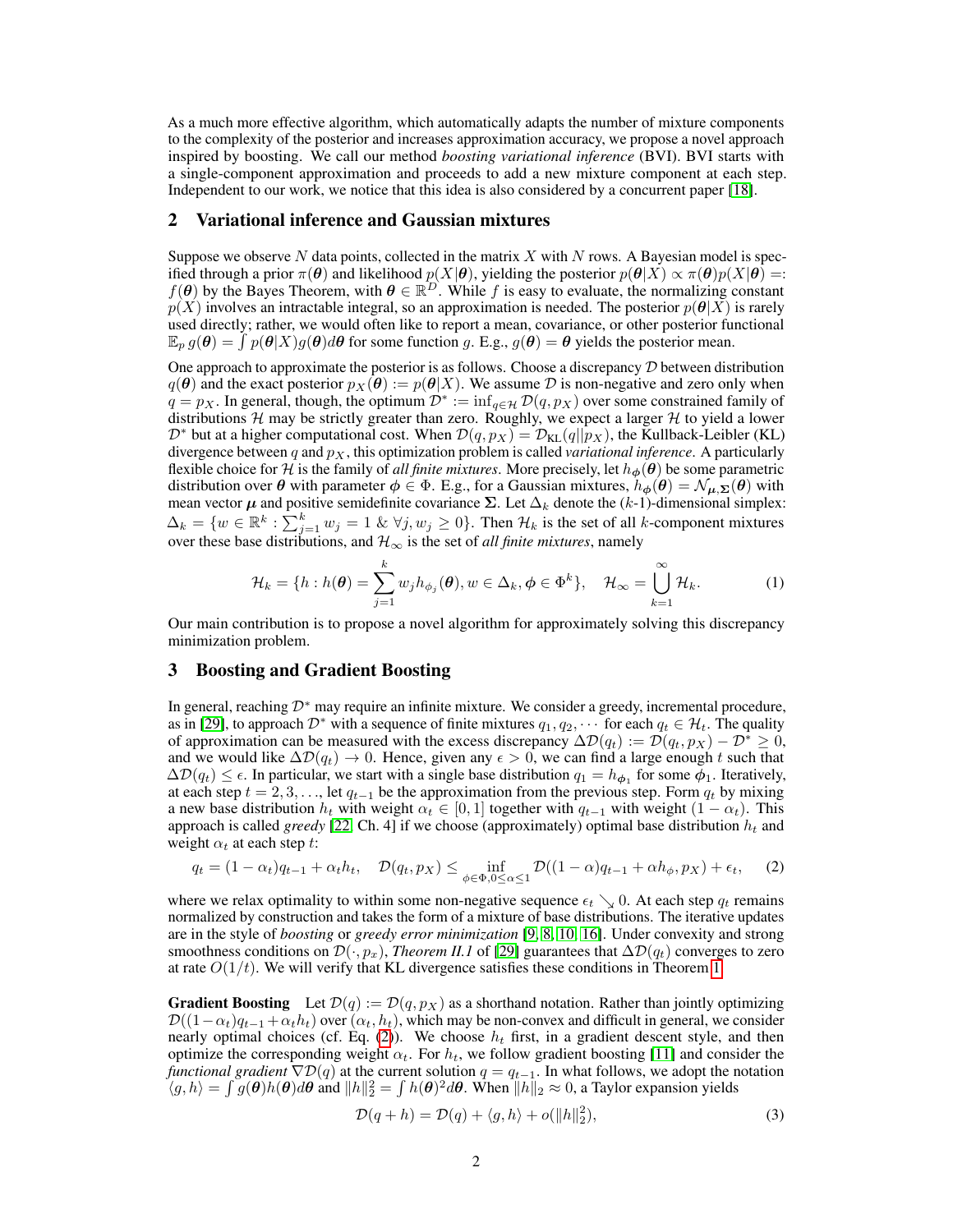As a much more effective algorithm, which automatically adapts the number of mixture components to the complexity of the posterior and increases approximation accuracy, we propose a novel approach inspired by boosting. We call our method *boosting variational inference* (BVI). BVI starts with a single-component approximation and proceeds to add a new mixture component at each step. Independent to our work, we notice that this idea is also considered by a concurrent paper [18].

## 2 Variational inference and Gaussian mixtures

Suppose we observe $N$ data points, collected in the matrix $X$ with $N$ rows. A Bayesian model is specified through a prior $\pi(\boldsymbol{\theta})$ and likelihood $p(X|\boldsymbol{\theta})$, yielding the posterior $p(\boldsymbol{\theta}|X) \propto \pi(\boldsymbol{\theta})p(X|\boldsymbol{\theta}) =: f(\boldsymbol{\theta})$ by the Bayes Theorem, with $\boldsymbol{\theta} \in \mathbb{R}^D$. While $f$ is easy to evaluate, the normalizing constant $p(X)$ involves an intractable integral, so an approximation is needed. The posterior $p(\boldsymbol{\theta}|X)$ is rarely used directly; rather, we would often like to report a mean, covariance, or other posterior functional $\mathbb{E}_p\, g(\boldsymbol{\theta}) = \int p(\boldsymbol{\theta}|X)g(\boldsymbol{\theta})d\boldsymbol{\theta}$ for some function $g$. E.g., $g(\boldsymbol{\theta}) = \boldsymbol{\theta}$ yields the posterior mean.

One approach to approximate the posterior is as follows. Choose a discrepancy $\mathcal{D}$ between distribution $q(\boldsymbol{\theta})$ and the exact posterior $p_X(\boldsymbol{\theta}) := p(\boldsymbol{\theta}|X)$. We assume $\mathcal{D}$ is non-negative and zero only when $q = p_X$. In general, though, the optimum $\mathcal{D}^* := \inf_{q\in\mathcal{H}} \mathcal{D}(q, p_X)$ over some constrained family of distributions $\mathcal{H}$ may be strictly greater than zero. Roughly, we expect a larger $\mathcal{H}$ to yield a lower $\mathcal{D}^*$ but at a higher computational cost. When $\mathcal{D}(q, p_X) = \mathcal{D}_{\text{KL}}(q||p_X)$, the Kullback-Leibler (KL) divergence between $q$ and $p_X$, this optimization problem is called *variational inference*. A particularly flexible choice for $\mathcal{H}$ is the family of *all finite mixtures*. More precisely, let $h_{\boldsymbol{\phi}}(\boldsymbol{\theta})$ be some parametric distribution over $\boldsymbol{\theta}$ with parameter $\boldsymbol{\phi} \in \Phi$. E.g., for a Gaussian mixtures, $h_{\boldsymbol{\phi}}(\boldsymbol{\theta}) = \mathcal{N}_{\boldsymbol{\mu},\boldsymbol{\Sigma}}(\boldsymbol{\theta})$ with mean vector $\boldsymbol{\mu}$ and positive semidefinite covariance $\boldsymbol{\Sigma}$. Let $\Delta_k$ denote the ($k$-1)-dimensional simplex: $\Delta_k = \{w \in \mathbb{R}^k : \sum_{j=1}^k w_j = 1 \;\&\; \forall j, w_j \geq 0\}$. Then $\mathcal{H}_k$ is the set of all $k$-component mixtures over these base distributions, and $\mathcal{H}_\infty$ is the set of *all finite mixtures*, namely

$$\mathcal{H}_k = \{h : h(\boldsymbol{\theta}) = \sum_{j=1}^{k} w_j h_{\phi_j}(\boldsymbol{\theta}), w \in \Delta_k, \boldsymbol{\phi} \in \Phi^k\}, \quad \mathcal{H}_\infty = \bigcup_{k=1}^{\infty} \mathcal{H}_k. \tag{1}$$

Our main contribution is to propose a novel algorithm for approximately solving this discrepancy minimization problem.

## 3 Boosting and Gradient Boosting

In general, reaching $\mathcal{D}^*$ may require an infinite mixture. We consider a greedy, incremental procedure, as in [29], to approach $\mathcal{D}^*$ with a sequence of finite mixtures $q_1, q_2, \cdots$ for each $q_t \in \mathcal{H}_t$. The quality of approximation can be measured with the excess discrepancy $\Delta\mathcal{D}(q_t) := \mathcal{D}(q_t, p_X) - \mathcal{D}^* \geq 0$, and we would like $\Delta\mathcal{D}(q_t) \to 0$. Hence, given any $\epsilon > 0$, we can find a large enough $t$ such that $\Delta\mathcal{D}(q_t) \leq \epsilon$. In particular, we start with a single base distribution $q_1 = h_{\boldsymbol{\phi}_1}$ for some $\boldsymbol{\phi}_1$. Iteratively, at each step $t = 2, 3, \ldots$, let $q_{t-1}$ be the approximation from the previous step. Form $q_t$ by mixing a new base distribution $h_t$ with weight $\alpha_t \in [0, 1]$ together with $q_{t-1}$ with weight $(1 - \alpha_t)$. This approach is called *greedy* [22, Ch. 4] if we choose (approximately) optimal base distribution $h_t$ and weight $\alpha_t$ at each step $t$:

$$q_t = (1 - \alpha_t)q_{t-1} + \alpha_t h_t, \quad \mathcal{D}(q_t, p_X) \leq \inf_{\phi\in\Phi, 0\leq\alpha\leq 1} \mathcal{D}((1 - \alpha)q_{t-1} + \alpha h_\phi, p_X) + \epsilon_t, \tag{2}$$

where we relax optimality to within some non-negative sequence $\epsilon_t \searrow 0$. At each step $q_t$ remains normalized by construction and takes the form of a mixture of base distributions. The iterative updates are in the style of *boosting* or *greedy error minimization* [9, 8, 10, 16]. Under convexity and strong smoothness conditions on $\mathcal{D}(\cdot, p_x)$, *Theorem II.1* of [29] guarantees that $\Delta\mathcal{D}(q_t)$ converges to zero at rate $O(1/t)$. We will verify that KL divergence satisfies these conditions in Theorem 1.

**Gradient Boosting** Let $\mathcal{D}(q) := \mathcal{D}(q, p_X)$ as a shorthand notation. Rather than jointly optimizing $\mathcal{D}((1-\alpha_t)q_{t-1} + \alpha_t h_t)$ over $(\alpha_t, h_t)$, which may be non-convex and difficult in general, we consider nearly optimal choices (cf. Eq. (2)). We choose $h_t$ first, in a gradient descent style, and then optimize the corresponding weight $\alpha_t$. For $h_t$, we follow gradient boosting [11] and consider the *functional gradient* $\nabla\mathcal{D}(q)$ at the current solution $q = q_{t-1}$. In what follows, we adopt the notation $\langle g, h\rangle = \int g(\boldsymbol{\theta})h(\boldsymbol{\theta})d\boldsymbol{\theta}$ and $\|h\|_2^2 = \int h(\boldsymbol{\theta})^2 d\boldsymbol{\theta}$. When $\|h\|_2 \approx 0$, a Taylor expansion yields

$$\mathcal{D}(q + h) = \mathcal{D}(q) + \langle g, h\rangle + o(\|h\|_2^2), \tag{3}$$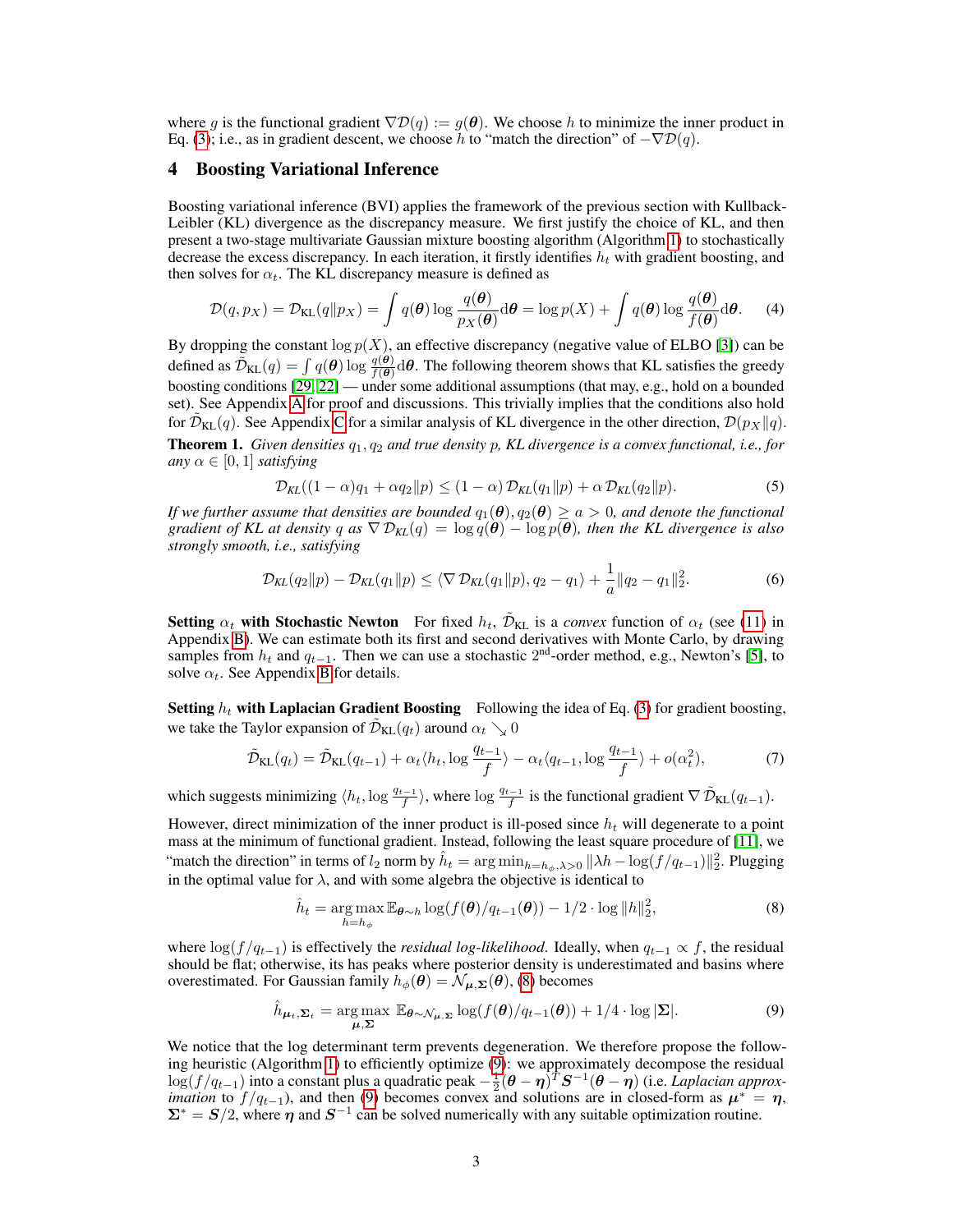where $g$ is the functional gradient $\nabla \mathcal{D}(q) := g(\boldsymbol{\theta})$. We choose $h$ to minimize the inner product in Eq. (3); i.e., as in gradient descent, we choose $h$ to "match the direction" of $-\nabla \mathcal{D}(q)$.

## 4 Boosting Variational Inference

Boosting variational inference (BVI) applies the framework of the previous section with Kullback-Leibler (KL) divergence as the discrepancy measure. We first justify the choice of KL, and then present a two-stage multivariate Gaussian mixture boosting algorithm (Algorithm 1) to stochastically decrease the excess discrepancy. In each iteration, it firstly identifies $h_t$ with gradient boosting, and then solves for $\alpha_t$. The KL discrepancy measure is defined as

$$\mathcal{D}(q, p_X) = \mathcal{D}_{\text{KL}}(q \| p_X) = \int q(\boldsymbol{\theta}) \log \frac{q(\boldsymbol{\theta})}{p_X(\boldsymbol{\theta})} \mathrm{d}\boldsymbol{\theta} = \log p(X) + \int q(\boldsymbol{\theta}) \log \frac{q(\boldsymbol{\theta})}{f(\boldsymbol{\theta})} \mathrm{d}\boldsymbol{\theta}. \tag{4}$$

By dropping the constant $\log p(X)$, an effective discrepancy (negative value of ELBO [3]) can be defined as $\tilde{\mathcal{D}}_{\text{KL}}(q) = \int q(\boldsymbol{\theta}) \log \frac{q(\boldsymbol{\theta})}{f(\boldsymbol{\theta})} \mathrm{d}\boldsymbol{\theta}$. The following theorem shows that KL satisfies the greedy boosting conditions [29, 22] — under some additional assumptions (that may, e.g., hold on a bounded set). See Appendix A for proof and discussions. This trivially implies that the conditions also hold for $\tilde{\mathcal{D}}_{\text{KL}}(q)$. See Appendix C for a similar analysis of KL divergence in the other direction, $\mathcal{D}(p_X \| q)$.

**Theorem 1.** *Given densities $q_1, q_2$ and true density $p$, KL divergence is a convex functional, i.e., for any $\alpha \in [0, 1]$ satisfying*

$$\mathcal{D}_{KL}((1-\alpha) q_1 + \alpha q_2 \| p) \leq (1-\alpha)\, \mathcal{D}_{KL}(q_1 \| p) + \alpha\, \mathcal{D}_{KL}(q_2 \| p). \tag{5}$$

*If we further assume that densities are bounded $q_1(\boldsymbol{\theta}), q_2(\boldsymbol{\theta}) \geq a > 0$, and denote the functional gradient of KL at density $q$ as $\nabla \mathcal{D}_{KL}(q) = \log q(\boldsymbol{\theta}) - \log p(\boldsymbol{\theta})$, then the KL divergence is also strongly smooth, i.e., satisfying*

$$\mathcal{D}_{KL}(q_2 \| p) - \mathcal{D}_{KL}(q_1 \| p) \leq \langle \nabla \mathcal{D}_{KL}(q_1 \| p), q_2 - q_1 \rangle + \frac{1}{a} \| q_2 - q_1 \|_2^2. \tag{6}$$

**Setting $\alpha_t$ with Stochastic Newton** For fixed $h_t$, $\tilde{\mathcal{D}}_{\text{KL}}$ is a *convex* function of $\alpha_t$ (see (11) in Appendix B). We can estimate both its first and second derivatives with Monte Carlo, by drawing samples from $h_t$ and $q_{t-1}$. Then we can use a stochastic 2nd-order method, e.g., Newton's [5], to solve $\alpha_t$. See Appendix B for details.

**Setting $h_t$ with Laplacian Gradient Boosting** Following the idea of Eq. (3) for gradient boosting, we take the Taylor expansion of $\tilde{\mathcal{D}}_{\text{KL}}(q_t)$ around $\alpha_t \searrow 0$

$$\tilde{\mathcal{D}}_{\text{KL}}(q_t) = \tilde{\mathcal{D}}_{\text{KL}}(q_{t-1}) + \alpha_t \langle h_t, \log \frac{q_{t-1}}{f} \rangle - \alpha_t \langle q_{t-1}, \log \frac{q_{t-1}}{f} \rangle + o(\alpha_t^2), \tag{7}$$

which suggests minimizing $\langle h_t, \log \frac{q_{t-1}}{f} \rangle$, where $\log \frac{q_{t-1}}{f}$ is the functional gradient $\nabla \tilde{\mathcal{D}}_{\text{KL}}(q_{t-1})$.

However, direct minimization of the inner product is ill-posed since $h_t$ will degenerate to a point mass at the minimum of functional gradient. Instead, following the least square procedure of [11], we "match the direction" in terms of $l_2$ norm by $\hat{h}_t = \arg\min_{h = h_\phi, \lambda > 0} \| \lambda h - \log(f/q_{t-1}) \|_2^2$. Plugging in the optimal value for $\lambda$, and with some algebra the objective is identical to

$$\hat{h}_t = \mathop{\arg\max}_{h = h_\phi} \mathbb{E}_{\boldsymbol{\theta} \sim h} \log(f(\boldsymbol{\theta}) / q_{t-1}(\boldsymbol{\theta})) - 1/2 \cdot \log \|h\|_2^2, \tag{8}$$

where $\log(f/q_{t-1})$ is effectively the *residual log-likelihood*. Ideally, when $q_{t-1} \propto f$, the residual should be flat; otherwise, its has peaks where posterior density is underestimated and basins where overestimated. For Gaussian family $h_\phi(\boldsymbol{\theta}) = \mathcal{N}_{\boldsymbol{\mu}, \boldsymbol{\Sigma}}(\boldsymbol{\theta})$, (8) becomes

$$\hat{h}_{\boldsymbol{\mu}_t, \boldsymbol{\Sigma}_t} = \mathop{\arg\max}_{\boldsymbol{\mu}, \boldsymbol{\Sigma}} \mathbb{E}_{\boldsymbol{\theta} \sim \mathcal{N}_{\boldsymbol{\mu}, \boldsymbol{\Sigma}}} \log(f(\boldsymbol{\theta}) / q_{t-1}(\boldsymbol{\theta})) + 1/4 \cdot \log |\boldsymbol{\Sigma}|. \tag{9}$$

We notice that the log determinant term prevents degeneration. We therefore propose the following heuristic (Algorithm 1) to efficiently optimize (9): we approximately decompose the residual $\log(f/q_{t-1})$ into a constant plus a quadratic peak $-\frac{1}{2}(\boldsymbol{\theta} - \boldsymbol{\eta})^T \boldsymbol{S}^{-1} (\boldsymbol{\theta} - \boldsymbol{\eta})$ (i.e. *Laplacian approximation* to $f/q_{t-1}$), and then (9) becomes convex and solutions are in closed-form as $\boldsymbol{\mu}^* = \boldsymbol{\eta}$, $\boldsymbol{\Sigma}^* = \boldsymbol{S}/2$, where $\boldsymbol{\eta}$ and $\boldsymbol{S}^{-1}$ can be solved numerically with any suitable optimization routine.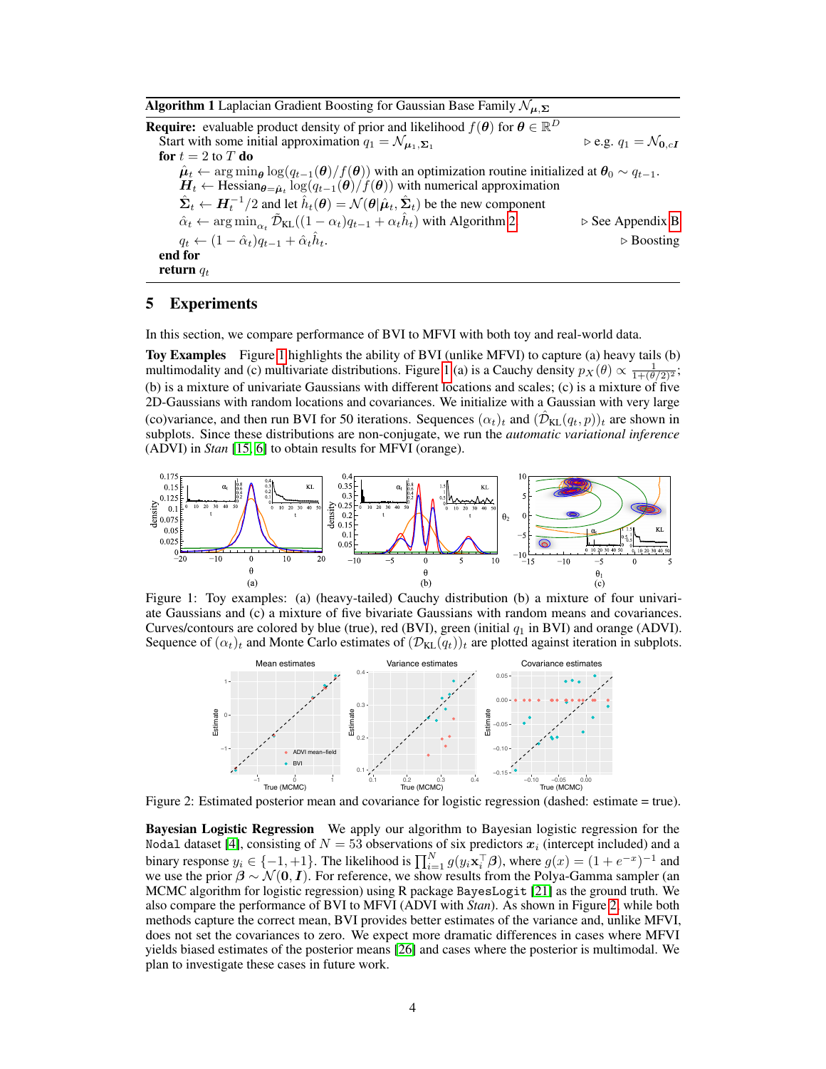**Algorithm 1** Laplacian Gradient Boosting for Gaussian Base Family $\mathcal{N}_{\boldsymbol{\mu},\boldsymbol{\Sigma}}$

**Require:** evaluable product density of prior and likelihood $f(\boldsymbol{\theta})$ for $\boldsymbol{\theta} \in \mathbb{R}^D$

Start with some initial approximation $q_1 = \mathcal{N}_{\boldsymbol{\mu}_1, \boldsymbol{\Sigma}_1}$ ▷ e.g. $q_1 = \mathcal{N}_{\mathbf{0}, c\boldsymbol{I}}$

**for** $t = 2$ to $T$ **do**

  $\hat{\boldsymbol{\mu}}_t \leftarrow \arg\min_{\boldsymbol{\theta}} \log(q_{t-1}(\boldsymbol{\theta})/f(\boldsymbol{\theta}))$ with an optimization routine initialized at $\boldsymbol{\theta}_0 \sim q_{t-1}$.

  $\boldsymbol{H}_t \leftarrow \text{Hessian}_{\boldsymbol{\theta}=\hat{\boldsymbol{\mu}}_t} \log(q_{t-1}(\boldsymbol{\theta})/f(\boldsymbol{\theta}))$ with numerical approximation

  $\hat{\boldsymbol{\Sigma}}_t \leftarrow \boldsymbol{H}_t^{-1}/2$ and let $\hat{h}_t(\boldsymbol{\theta}) = \mathcal{N}(\boldsymbol{\theta}|\hat{\boldsymbol{\mu}}_t, \hat{\boldsymbol{\Sigma}}_t)$ be the new component

  $\hat{\alpha}_t \leftarrow \arg\min_{\alpha_t} \tilde{\mathcal{D}}_{\text{KL}}((1-\alpha_t)q_{t-1} + \alpha_t \hat{h}_t)$ with Algorithm 2 ▷ See Appendix B

  $q_t \leftarrow (1-\hat{\alpha}_t)q_{t-1} + \hat{\alpha}_t \hat{h}_t$. ▷ Boosting

**end for**

**return** $q_t$

## 5 Experiments

In this section, we compare performance of BVI to MFVI with both toy and real-world data.

**Toy Examples** Figure 1 highlights the ability of BVI (unlike MFVI) to capture (a) heavy tails (b) multimodality and (c) multivariate distributions. Figure 1(a) is a Cauchy density $p_X(\theta) \propto \frac{1}{1+(\theta/2)^2}$; (b) is a mixture of univariate Gaussians with different locations and scales; (c) is a mixture of five 2D-Gaussians with random locations and covariances. We initialize with a Gaussian with very large (co)variance, and then run BVI for 50 iterations. Sequences $(\alpha_t)_t$ and $(\hat{\mathcal{D}}_{\text{KL}}(q_t, p))_t$ are shown in subplots. Since these distributions are non-conjugate, we run the *automatic variational inference* (ADVI) in *Stan* [15, 6] to obtain results for MFVI (orange).

Figure 1: Toy examples: (a) (heavy-tailed) Cauchy distribution (b) a mixture of four univariate Gaussians and (c) a mixture of five bivariate Gaussians with random means and covariances. Curves/contours are colored by blue (true), red (BVI), green (initial $q_1$ in BVI) and orange (ADVI). Sequence of $(\alpha_t)_t$ and Monte Carlo estimates of $(\mathcal{D}_{\text{KL}}(q_t))_t$ are plotted against iteration in subplots.

Figure 2: Estimated posterior mean and covariance for logistic regression (dashed: estimate = true).

**Bayesian Logistic Regression** We apply our algorithm to Bayesian logistic regression for the `Nodal` dataset [4], consisting of $N = 53$ observations of six predictors $\boldsymbol{x}_i$ (intercept included) and a binary response $y_i \in \{-1, +1\}$. The likelihood is $\prod_{i=1}^N g(y_i \mathbf{x}_i^\top \boldsymbol{\beta})$, where $g(x) = (1 + e^{-x})^{-1}$ and we use the prior $\boldsymbol{\beta} \sim \mathcal{N}(\mathbf{0}, \boldsymbol{I})$. For reference, we show results from the Polya-Gamma sampler (an MCMC algorithm for logistic regression) using R package `BayesLogit` [21] as the ground truth. We also compare the performance of BVI to MFVI (ADVI with *Stan*). As shown in Figure 2, while both methods capture the correct mean, BVI provides better estimates of the variance and, unlike MFVI, does not set the covariances to zero. We expect more dramatic differences in cases where MFVI yields biased estimates of the posterior means [26] and cases where the posterior is multimodal. We plan to investigate these cases in future work.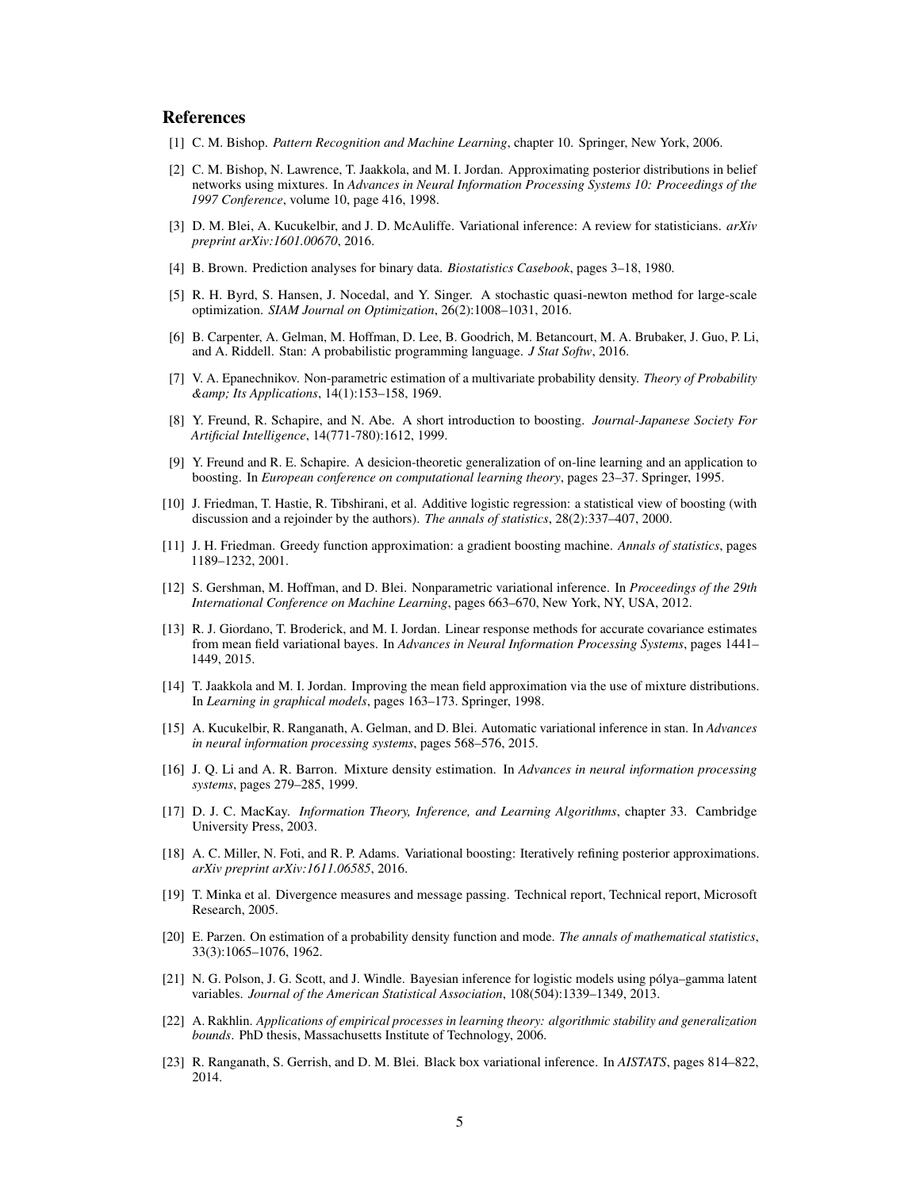## References

[1] C. M. Bishop. *Pattern Recognition and Machine Learning*, chapter 10. Springer, New York, 2006.

[2] C. M. Bishop, N. Lawrence, T. Jaakkola, and M. I. Jordan. Approximating posterior distributions in belief networks using mixtures. In *Advances in Neural Information Processing Systems 10: Proceedings of the 1997 Conference*, volume 10, page 416, 1998.

[3] D. M. Blei, A. Kucukelbir, and J. D. McAuliffe. Variational inference: A review for statisticians. *arXiv preprint arXiv:1601.00670*, 2016.

[4] B. Brown. Prediction analyses for binary data. *Biostatistics Casebook*, pages 3–18, 1980.

[5] R. H. Byrd, S. Hansen, J. Nocedal, and Y. Singer. A stochastic quasi-newton method for large-scale optimization. *SIAM Journal on Optimization*, 26(2):1008–1031, 2016.

[6] B. Carpenter, A. Gelman, M. Hoffman, D. Lee, B. Goodrich, M. Betancourt, M. A. Brubaker, J. Guo, P. Li, and A. Riddell. Stan: A probabilistic programming language. *J Stat Softw*, 2016.

[7] V. A. Epanechnikov. Non-parametric estimation of a multivariate probability density. *Theory of Probability &amp; Its Applications*, 14(1):153–158, 1969.

[8] Y. Freund, R. Schapire, and N. Abe. A short introduction to boosting. *Journal-Japanese Society For Artificial Intelligence*, 14(771-780):1612, 1999.

[9] Y. Freund and R. E. Schapire. A desicion-theoretic generalization of on-line learning and an application to boosting. In *European conference on computational learning theory*, pages 23–37. Springer, 1995.

[10] J. Friedman, T. Hastie, R. Tibshirani, et al. Additive logistic regression: a statistical view of boosting (with discussion and a rejoinder by the authors). *The annals of statistics*, 28(2):337–407, 2000.

[11] J. H. Friedman. Greedy function approximation: a gradient boosting machine. *Annals of statistics*, pages 1189–1232, 2001.

[12] S. Gershman, M. Hoffman, and D. Blei. Nonparametric variational inference. In *Proceedings of the 29th International Conference on Machine Learning*, pages 663–670, New York, NY, USA, 2012.

[13] R. J. Giordano, T. Broderick, and M. I. Jordan. Linear response methods for accurate covariance estimates from mean field variational bayes. In *Advances in Neural Information Processing Systems*, pages 1441–1449, 2015.

[14] T. Jaakkola and M. I. Jordan. Improving the mean field approximation via the use of mixture distributions. In *Learning in graphical models*, pages 163–173. Springer, 1998.

[15] A. Kucukelbir, R. Ranganath, A. Gelman, and D. Blei. Automatic variational inference in stan. In *Advances in neural information processing systems*, pages 568–576, 2015.

[16] J. Q. Li and A. R. Barron. Mixture density estimation. In *Advances in neural information processing systems*, pages 279–285, 1999.

[17] D. J. C. MacKay. *Information Theory, Inference, and Learning Algorithms*, chapter 33. Cambridge University Press, 2003.

[18] A. C. Miller, N. Foti, and R. P. Adams. Variational boosting: Iteratively refining posterior approximations. *arXiv preprint arXiv:1611.06585*, 2016.

[19] T. Minka et al. Divergence measures and message passing. Technical report, Technical report, Microsoft Research, 2005.

[20] E. Parzen. On estimation of a probability density function and mode. *The annals of mathematical statistics*, 33(3):1065–1076, 1962.

[21] N. G. Polson, J. G. Scott, and J. Windle. Bayesian inference for logistic models using pólya–gamma latent variables. *Journal of the American Statistical Association*, 108(504):1339–1349, 2013.

[22] A. Rakhlin. *Applications of empirical processes in learning theory: algorithmic stability and generalization bounds*. PhD thesis, Massachusetts Institute of Technology, 2006.

[23] R. Ranganath, S. Gerrish, and D. M. Blei. Black box variational inference. In *AISTATS*, pages 814–822, 2014.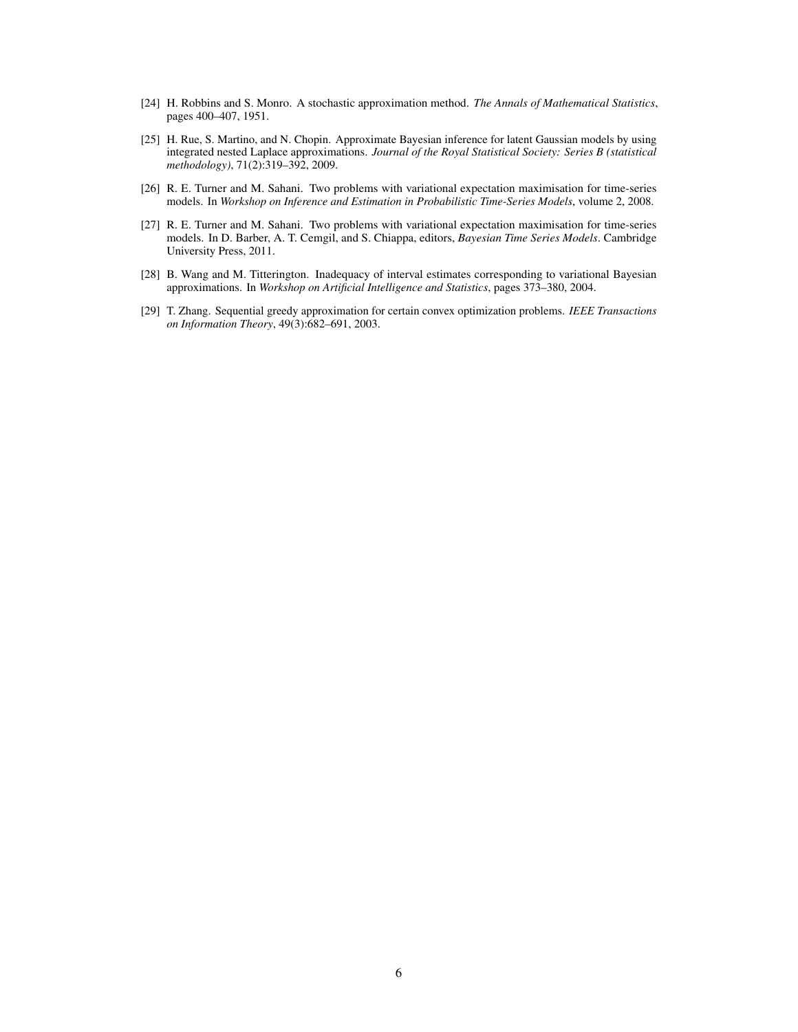[24] H. Robbins and S. Monro. A stochastic approximation method. *The Annals of Mathematical Statistics*, pages 400–407, 1951.

[25] H. Rue, S. Martino, and N. Chopin. Approximate Bayesian inference for latent Gaussian models by using integrated nested Laplace approximations. *Journal of the Royal Statistical Society: Series B (statistical methodology)*, 71(2):319–392, 2009.

[26] R. E. Turner and M. Sahani. Two problems with variational expectation maximisation for time-series models. In *Workshop on Inference and Estimation in Probabilistic Time-Series Models*, volume 2, 2008.

[27] R. E. Turner and M. Sahani. Two problems with variational expectation maximisation for time-series models. In D. Barber, A. T. Cemgil, and S. Chiappa, editors, *Bayesian Time Series Models*. Cambridge University Press, 2011.

[28] B. Wang and M. Titterington. Inadequacy of interval estimates corresponding to variational Bayesian approximations. In *Workshop on Artificial Intelligence and Statistics*, pages 373–380, 2004.

[29] T. Zhang. Sequential greedy approximation for certain convex optimization problems. *IEEE Transactions on Information Theory*, 49(3):682–691, 2003.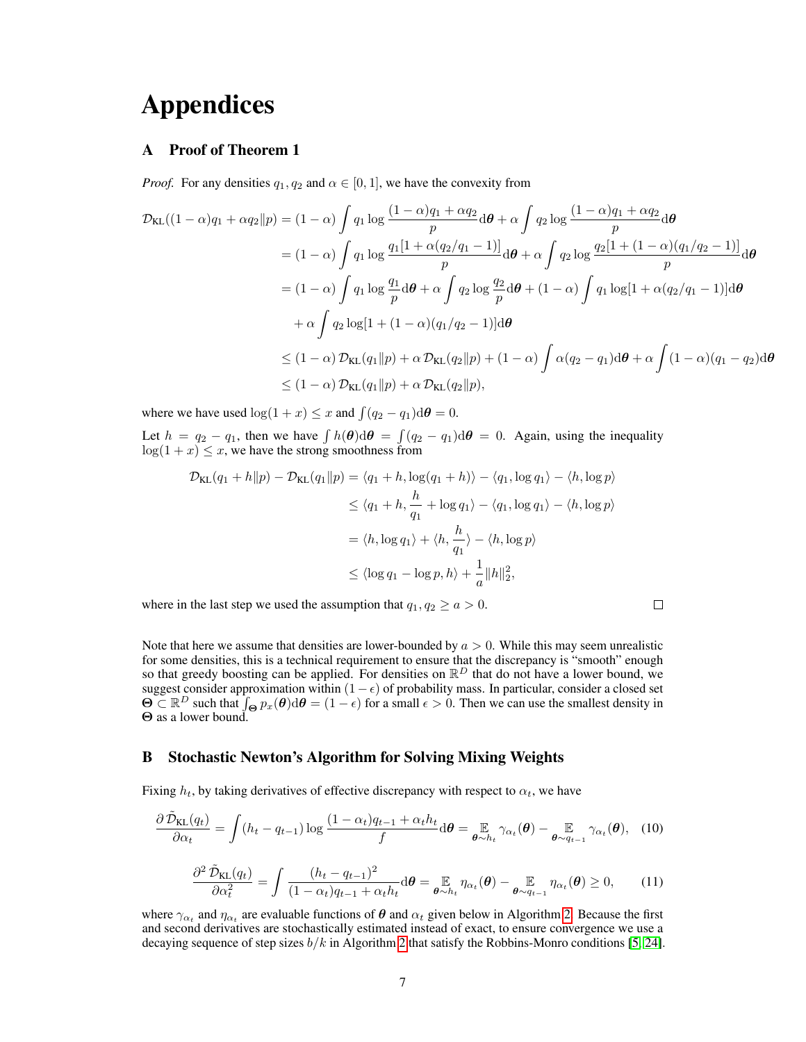# Appendices

## A Proof of Theorem 1

*Proof.* For any densities $q_1, q_2$ and $\alpha \in [0, 1]$, we have the convexity from

$$
\begin{aligned}
\mathcal{D}_{\mathrm{KL}}((1-\alpha)q_1 + \alpha q_2 \| p) &= (1-\alpha)\int q_1 \log \frac{(1-\alpha)q_1 + \alpha q_2}{p} \mathrm{d}\boldsymbol{\theta} + \alpha \int q_2 \log \frac{(1-\alpha)q_1 + \alpha q_2}{p} \mathrm{d}\boldsymbol{\theta} \\
&= (1-\alpha)\int q_1 \log \frac{q_1[1 + \alpha(q_2/q_1 - 1)]}{p} \mathrm{d}\boldsymbol{\theta} + \alpha \int q_2 \log \frac{q_2[1 + (1-\alpha)(q_1/q_2 - 1)]}{p} \mathrm{d}\boldsymbol{\theta} \\
&= (1-\alpha)\int q_1 \log \frac{q_1}{p} \mathrm{d}\boldsymbol{\theta} + \alpha \int q_2 \log \frac{q_2}{p} \mathrm{d}\boldsymbol{\theta} + (1-\alpha)\int q_1 \log[1 + \alpha(q_2/q_1 - 1)] \mathrm{d}\boldsymbol{\theta} \\
&\quad + \alpha \int q_2 \log[1 + (1-\alpha)(q_1/q_2 - 1)] \mathrm{d}\boldsymbol{\theta} \\
&\leq (1-\alpha)\,\mathcal{D}_{\mathrm{KL}}(q_1 \| p) + \alpha\,\mathcal{D}_{\mathrm{KL}}(q_2 \| p) + (1-\alpha)\int \alpha(q_2 - q_1)\mathrm{d}\boldsymbol{\theta} + \alpha \int (1-\alpha)(q_1 - q_2)\mathrm{d}\boldsymbol{\theta} \\
&\leq (1-\alpha)\,\mathcal{D}_{\mathrm{KL}}(q_1 \| p) + \alpha\,\mathcal{D}_{\mathrm{KL}}(q_2 \| p),
\end{aligned}
$$

where we have used $\log(1+x) \leq x$ and $\int (q_2 - q_1)\mathrm{d}\boldsymbol{\theta} = 0$.

Let $h = q_2 - q_1$, then we have $\int h(\boldsymbol{\theta})\mathrm{d}\boldsymbol{\theta} = \int (q_2 - q_1)\mathrm{d}\boldsymbol{\theta} = 0$. Again, using the inequality $\log(1+x) \leq x$, we have the strong smoothness from

$$
\begin{aligned}
\mathcal{D}_{\mathrm{KL}}(q_1 + h \| p) - \mathcal{D}_{\mathrm{KL}}(q_1 \| p) &= \langle q_1 + h, \log(q_1 + h)\rangle - \langle q_1, \log q_1 \rangle - \langle h, \log p \rangle \\
&\leq \langle q_1 + h, \frac{h}{q_1} + \log q_1 \rangle - \langle q_1, \log q_1 \rangle - \langle h, \log p \rangle \\
&= \langle h, \log q_1 \rangle + \langle h, \frac{h}{q_1} \rangle - \langle h, \log p \rangle \\
&\leq \langle \log q_1 - \log p, h \rangle + \frac{1}{a}\|h\|_2^2,
\end{aligned}
$$

where in the last step we used the assumption that $q_1, q_2 \geq a > 0$. □

Note that here we assume that densities are lower-bounded by $a > 0$. While this may seem unrealistic for some densities, this is a technical requirement to ensure that the discrepancy is "smooth" enough so that greedy boosting can be applied. For densities on $\mathbb{R}^D$ that do not have a lower bound, we suggest consider approximation within $(1-\epsilon)$ of probability mass. In particular, consider a closed set $\boldsymbol{\Theta} \subset \mathbb{R}^D$ such that $\int_{\boldsymbol{\Theta}} p_x(\boldsymbol{\theta})\mathrm{d}\boldsymbol{\theta} = (1-\epsilon)$ for a small $\epsilon > 0$. Then we can use the smallest density in $\boldsymbol{\Theta}$ as a lower bound.

## B Stochastic Newton's Algorithm for Solving Mixing Weights

Fixing $h_t$, by taking derivatives of effective discrepancy with respect to $\alpha_t$, we have

$$
\frac{\partial\, \tilde{\mathcal{D}}_{\mathrm{KL}}(q_t)}{\partial \alpha_t} = \int (h_t - q_{t-1}) \log \frac{(1-\alpha_t)q_{t-1} + \alpha_t h_t}{f} \mathrm{d}\boldsymbol{\theta} = \mathop{\mathbb{E}}_{\boldsymbol{\theta} \sim h_t} \gamma_{\alpha_t}(\boldsymbol{\theta}) - \mathop{\mathbb{E}}_{\boldsymbol{\theta} \sim q_{t-1}} \gamma_{\alpha_t}(\boldsymbol{\theta}), \quad (10)
$$

$$
\frac{\partial^2\, \tilde{\mathcal{D}}_{\mathrm{KL}}(q_t)}{\partial \alpha_t^2} = \int \frac{(h_t - q_{t-1})^2}{(1-\alpha_t)q_{t-1} + \alpha_t h_t} \mathrm{d}\boldsymbol{\theta} = \mathop{\mathbb{E}}_{\boldsymbol{\theta} \sim h_t} \eta_{\alpha_t}(\boldsymbol{\theta}) - \mathop{\mathbb{E}}_{\boldsymbol{\theta} \sim q_{t-1}} \eta_{\alpha_t}(\boldsymbol{\theta}) \geq 0, \quad (11)
$$

where $\gamma_{\alpha_t}$ and $\eta_{\alpha_t}$ are evaluable functions of $\boldsymbol{\theta}$ and $\alpha_t$ given below in Algorithm 2. Because the first and second derivatives are stochastically estimated instead of exact, to ensure convergence we use a decaying sequence of step sizes $b/k$ in Algorithm 2 that satisfy the Robbins-Monro conditions [5, 24].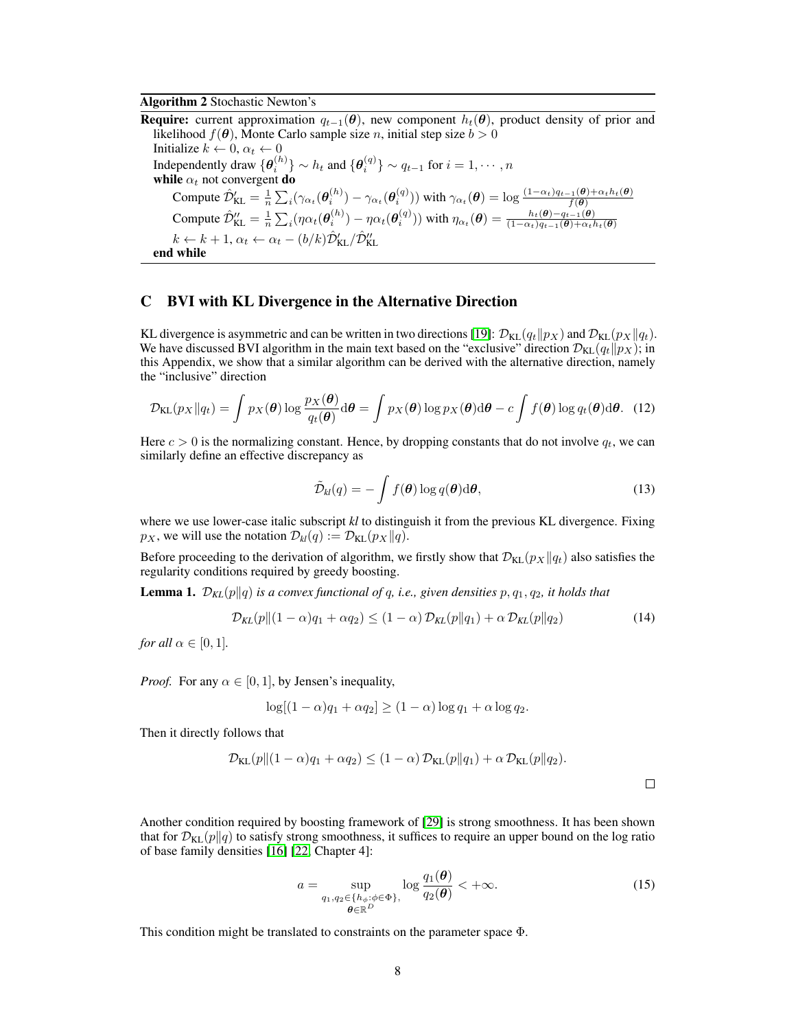**Algorithm 2** Stochastic Newton's

**Require:** current approximation $q_{t-1}(\boldsymbol{\theta})$, new component $h_t(\boldsymbol{\theta})$, product density of prior and likelihood $f(\boldsymbol{\theta})$, Monte Carlo sample size $n$, initial step size $b > 0$

Initialize $k \leftarrow 0$, $\alpha_t \leftarrow 0$

Independently draw $\{\boldsymbol{\theta}_i^{(h)}\} \sim h_t$ and $\{\boldsymbol{\theta}_i^{(q)}\} \sim q_{t-1}$ for $i = 1, \cdots, n$

**while** $\alpha_t$ not convergent **do**

  Compute $\hat{\mathcal{D}}'_{\text{KL}} = \frac{1}{n}\sum_i(\gamma_{\alpha_t}(\boldsymbol{\theta}_i^{(h)}) - \gamma_{\alpha_t}(\boldsymbol{\theta}_i^{(q)}))$ with $\gamma_{\alpha_t}(\boldsymbol{\theta}) = \log \frac{(1-\alpha_t)q_{t-1}(\boldsymbol{\theta}) + \alpha_t h_t(\boldsymbol{\theta})}{f(\boldsymbol{\theta})}$

  Compute $\hat{\mathcal{D}}''_{\text{KL}} = \frac{1}{n}\sum_i(\eta\alpha_t(\boldsymbol{\theta}_i^{(h)}) - \eta\alpha_t(\boldsymbol{\theta}_i^{(q)}))$ with $\eta_{\alpha_t}(\boldsymbol{\theta}) = \frac{h_t(\boldsymbol{\theta}) - q_{t-1}(\boldsymbol{\theta})}{(1-\alpha_t)q_{t-1}(\boldsymbol{\theta}) + \alpha_t h_t(\boldsymbol{\theta})}$

  $k \leftarrow k+1$, $\alpha_t \leftarrow \alpha_t - (b/k)\hat{\mathcal{D}}'_{\text{KL}}/\hat{\mathcal{D}}''_{\text{KL}}$

**end while**

## C BVI with KL Divergence in the Alternative Direction

KL divergence is asymmetric and can be written in two directions [19]: $\mathcal{D}_{\text{KL}}(q_t \| p_X)$ and $\mathcal{D}_{\text{KL}}(p_X \| q_t)$. We have discussed BVI algorithm in the main text based on the "exclusive" direction $\mathcal{D}_{\text{KL}}(q_t \| p_X)$; in this Appendix, we show that a similar algorithm can be derived with the alternative direction, namely the "inclusive" direction

$$\mathcal{D}_{\text{KL}}(p_X \| q_t) = \int p_X(\boldsymbol{\theta}) \log \frac{p_X(\boldsymbol{\theta})}{q_t(\boldsymbol{\theta})} \mathrm{d}\boldsymbol{\theta} = \int p_X(\boldsymbol{\theta}) \log p_X(\boldsymbol{\theta}) \mathrm{d}\boldsymbol{\theta} - c \int f(\boldsymbol{\theta}) \log q_t(\boldsymbol{\theta}) \mathrm{d}\boldsymbol{\theta}. \quad (12)$$

Here $c > 0$ is the normalizing constant. Hence, by dropping constants that do not involve $q_t$, we can similarly define an effective discrepancy as

$$\tilde{\mathcal{D}}_{kl}(q) = -\int f(\boldsymbol{\theta}) \log q(\boldsymbol{\theta}) \mathrm{d}\boldsymbol{\theta}, \quad (13)$$

where we use lower-case italic subscript *kl* to distinguish it from the previous KL divergence. Fixing $p_X$, we will use the notation $\mathcal{D}_{kl}(q) := \mathcal{D}_{\text{KL}}(p_X \| q)$.

Before proceeding to the derivation of algorithm, we firstly show that $\mathcal{D}_{\text{KL}}(p_X \| q_t)$ also satisfies the regularity conditions required by greedy boosting.

**Lemma 1.** *$\mathcal{D}_{KL}(p \| q)$ is a convex functional of $q$, i.e., given densities $p, q_1, q_2$, it holds that*

$$\mathcal{D}_{KL}(p \| (1-\alpha)q_1 + \alpha q_2) \leq (1-\alpha)\, \mathcal{D}_{KL}(p \| q_1) + \alpha\, \mathcal{D}_{KL}(p \| q_2) \quad (14)$$

*for all $\alpha \in [0, 1]$.*

*Proof.* For any $\alpha \in [0, 1]$, by Jensen's inequality,

$$\log[(1-\alpha)q_1 + \alpha q_2] \geq (1-\alpha)\log q_1 + \alpha \log q_2.$$

Then it directly follows that

$$\mathcal{D}_{\text{KL}}(p \| (1-\alpha)q_1 + \alpha q_2) \leq (1-\alpha)\, \mathcal{D}_{\text{KL}}(p \| q_1) + \alpha\, \mathcal{D}_{\text{KL}}(p \| q_2).$$

□

Another condition required by boosting framework of [29] is strong smoothness. It has been shown that for $\mathcal{D}_{\text{KL}}(p \| q)$ to satisfy strong smoothness, it suffices to require an upper bound on the log ratio of base family densities [16] [22, Chapter 4]:

$$a = \sup_{\substack{q_1, q_2 \in \{h_\phi : \phi \in \Phi\}, \\ \boldsymbol{\theta} \in \mathbb{R}^D}} \log \frac{q_1(\boldsymbol{\theta})}{q_2(\boldsymbol{\theta})} < +\infty. \quad (15)$$

This condition might be translated to constraints on the parameter space $\Phi$.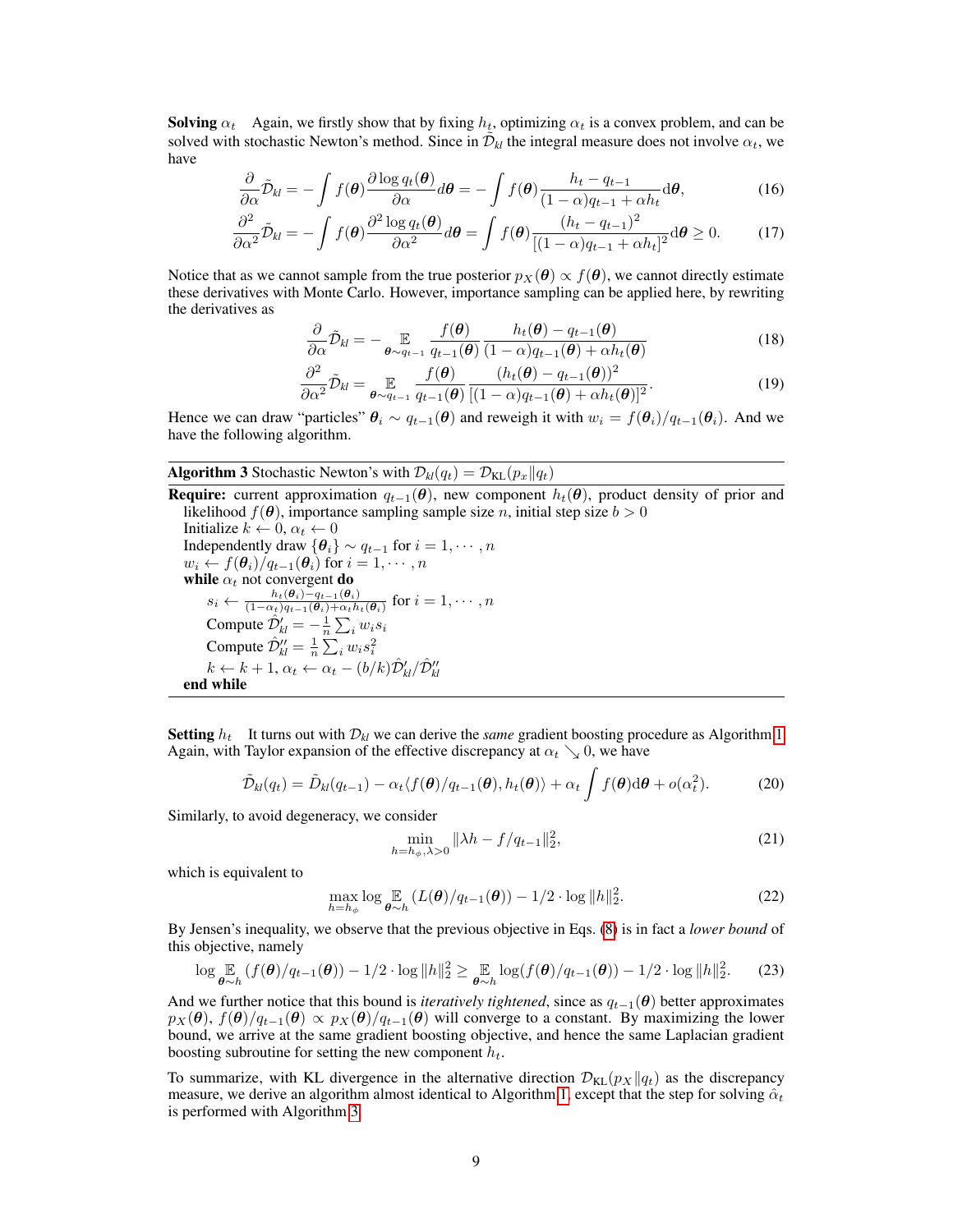**Solving $\alpha_t$** Again, we firstly show that by fixing $h_t$, optimizing $\alpha_t$ is a convex problem, and can be solved with stochastic Newton's method. Since in $\tilde{\mathcal{D}}_{kl}$ the integral measure does not involve $\alpha_t$, we have

$$\frac{\partial}{\partial \alpha}\tilde{\mathcal{D}}_{kl} = -\int f(\boldsymbol{\theta})\frac{\partial \log q_t(\boldsymbol{\theta})}{\partial \alpha}d\boldsymbol{\theta} = -\int f(\boldsymbol{\theta})\frac{h_t - q_{t-1}}{(1-\alpha)q_{t-1} + \alpha h_t}\mathrm{d}\boldsymbol{\theta}, \tag{16}$$

$$\frac{\partial^2}{\partial \alpha^2}\tilde{\mathcal{D}}_{kl} = -\int f(\boldsymbol{\theta})\frac{\partial^2 \log q_t(\boldsymbol{\theta})}{\partial \alpha^2}d\boldsymbol{\theta} = \int f(\boldsymbol{\theta})\frac{(h_t - q_{t-1})^2}{[(1-\alpha)q_{t-1} + \alpha h_t]^2}\mathrm{d}\boldsymbol{\theta} \geq 0. \tag{17}$$

Notice that as we cannot sample from the true posterior $p_X(\boldsymbol{\theta}) \propto f(\boldsymbol{\theta})$, we cannot directly estimate these derivatives with Monte Carlo. However, importance sampling can be applied here, by rewriting the derivatives as

$$\frac{\partial}{\partial \alpha}\tilde{\mathcal{D}}_{kl} = -\mathop{\mathbb{E}}_{\boldsymbol{\theta}\sim q_{t-1}}\frac{f(\boldsymbol{\theta})}{q_{t-1}(\boldsymbol{\theta})}\frac{h_t(\boldsymbol{\theta}) - q_{t-1}(\boldsymbol{\theta})}{(1-\alpha)q_{t-1}(\boldsymbol{\theta}) + \alpha h_t(\boldsymbol{\theta})} \tag{18}$$

$$\frac{\partial^2}{\partial \alpha^2}\tilde{\mathcal{D}}_{kl} = \mathop{\mathbb{E}}_{\boldsymbol{\theta}\sim q_{t-1}}\frac{f(\boldsymbol{\theta})}{q_{t-1}(\boldsymbol{\theta})}\frac{(h_t(\boldsymbol{\theta}) - q_{t-1}(\boldsymbol{\theta}))^2}{[(1-\alpha)q_{t-1}(\boldsymbol{\theta}) + \alpha h_t(\boldsymbol{\theta})]^2}. \tag{19}$$

Hence we can draw "particles" $\boldsymbol{\theta}_i \sim q_{t-1}(\boldsymbol{\theta})$ and reweigh it with $w_i = f(\boldsymbol{\theta}_i)/q_{t-1}(\boldsymbol{\theta}_i)$. And we have the following algorithm.

---

**Algorithm 3** Stochastic Newton's with $\mathcal{D}_{kl}(q_t) = \mathcal{D}_{\mathrm{KL}}(p_x \| q_t)$

---

**Require:** current approximation $q_{t-1}(\boldsymbol{\theta})$, new component $h_t(\boldsymbol{\theta})$, product density of prior and likelihood $f(\boldsymbol{\theta})$, importance sampling sample size $n$, initial step size $b > 0$

Initialize $k \leftarrow 0$, $\alpha_t \leftarrow 0$

Independently draw $\{\boldsymbol{\theta}_i\} \sim q_{t-1}$ for $i = 1, \cdots, n$

$w_i \leftarrow f(\boldsymbol{\theta}_i)/q_{t-1}(\boldsymbol{\theta}_i)$ for $i = 1, \cdots, n$

**while** $\alpha_t$ not convergent **do**

  $s_i \leftarrow \frac{h_t(\boldsymbol{\theta}_i) - q_{t-1}(\boldsymbol{\theta}_i)}{(1-\alpha_t)q_{t-1}(\boldsymbol{\theta}_i) + \alpha_t h_t(\boldsymbol{\theta}_i)}$ for $i = 1, \cdots, n$

  Compute $\hat{\mathcal{D}}'_{kl} = -\frac{1}{n}\sum_i w_i s_i$

  Compute $\hat{\mathcal{D}}''_{kl} = \frac{1}{n}\sum_i w_i s_i^2$

  $k \leftarrow k+1$, $\alpha_t \leftarrow \alpha_t - (b/k)\hat{\mathcal{D}}'_{kl}/\hat{\mathcal{D}}''_{kl}$

**end while**

---

**Setting $h_t$** It turns out with $\mathcal{D}_{kl}$ we can derive the *same* gradient boosting procedure as Algorithm 1. Again, with Taylor expansion of the effective discrepancy at $\alpha_t \searrow 0$, we have

$$\tilde{\mathcal{D}}_{kl}(q_t) = \tilde{D}_{kl}(q_{t-1}) - \alpha_t\langle f(\boldsymbol{\theta})/q_{t-1}(\boldsymbol{\theta}), h_t(\boldsymbol{\theta})\rangle + \alpha_t\int f(\boldsymbol{\theta})\mathrm{d}\boldsymbol{\theta} + o(\alpha_t^2). \tag{20}$$

Similarly, to avoid degeneracy, we consider

$$\min_{h=h_\phi, \lambda>0}\|\lambda h - f/q_{t-1}\|_2^2, \tag{21}$$

which is equivalent to

$$\max_{h=h_\phi}\log\mathop{\mathbb{E}}_{\boldsymbol{\theta}\sim h}(L(\boldsymbol{\theta})/q_{t-1}(\boldsymbol{\theta})) - 1/2\cdot\log\|h\|_2^2. \tag{22}$$

By Jensen's inequality, we observe that the previous objective in Eqs. (8) is in fact a *lower bound* of this objective, namely

$$\log\mathop{\mathbb{E}}_{\boldsymbol{\theta}\sim h}(f(\boldsymbol{\theta})/q_{t-1}(\boldsymbol{\theta})) - 1/2\cdot\log\|h\|_2^2 \geq \mathop{\mathbb{E}}_{\boldsymbol{\theta}\sim h}\log(f(\boldsymbol{\theta})/q_{t-1}(\boldsymbol{\theta})) - 1/2\cdot\log\|h\|_2^2. \tag{23}$$

And we further notice that this bound is *iteratively tightened*, since as $q_{t-1}(\boldsymbol{\theta})$ better approximates $p_X(\boldsymbol{\theta})$, $f(\boldsymbol{\theta})/q_{t-1}(\boldsymbol{\theta}) \propto p_X(\boldsymbol{\theta})/q_{t-1}(\boldsymbol{\theta})$ will converge to a constant. By maximizing the lower bound, we arrive at the same gradient boosting objective, and hence the same Laplacian gradient boosting subroutine for setting the new component $h_t$.

To summarize, with KL divergence in the alternative direction $\mathcal{D}_{\mathrm{KL}}(p_X\|q_t)$ as the discrepancy measure, we derive an algorithm almost identical to Algorithm 1, except that the step for solving $\hat{\alpha}_t$ is performed with Algorithm 3.